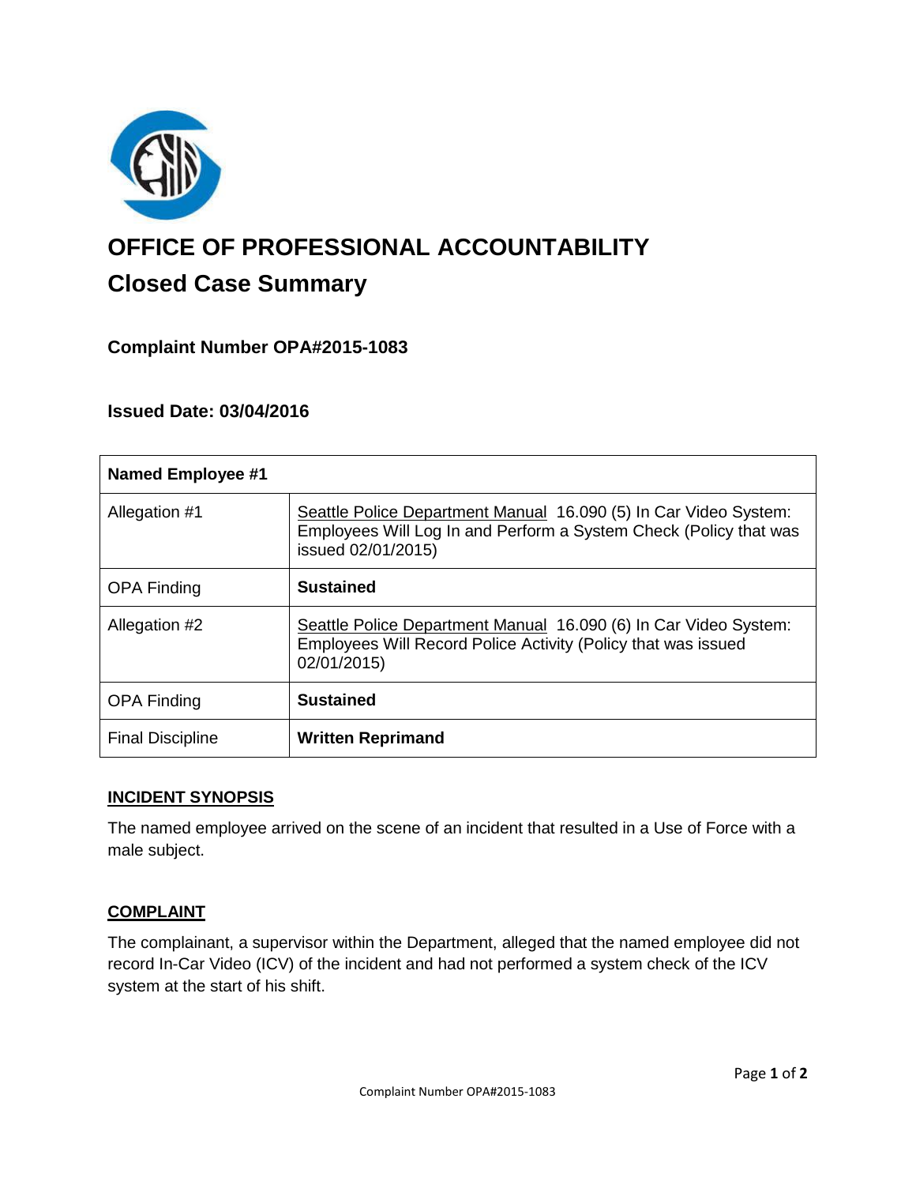# OFFICE OF PROFESSIONAL ACCOUNTABILITY

## Closed Case Summary

### Complaint Number OPA#2015-1083

### Issued Date: 03/04/2016

| Named Employee #1 | |
|---|---|
| Allegation #1 | Seattle Police Department Manual 16.090 (5) In Car Video System: Employees Will Log In and Perform a System Check (Policy that was issued 02/01/2015) |
| OPA Finding | **Sustained** |
| Allegation #2 | Seattle Police Department Manual 16.090 (6) In Car Video System: Employees Will Record Police Activity (Policy that was issued 02/01/2015) |
| OPA Finding | **Sustained** |
| Final Discipline | **Written Reprimand** |

### INCIDENT SYNOPSIS

The named employee arrived on the scene of an incident that resulted in a Use of Force with a male subject.

### COMPLAINT

The complainant, a supervisor within the Department, alleged that the named employee did not record In-Car Video (ICV) of the incident and had not performed a system check of the ICV system at the start of his shift.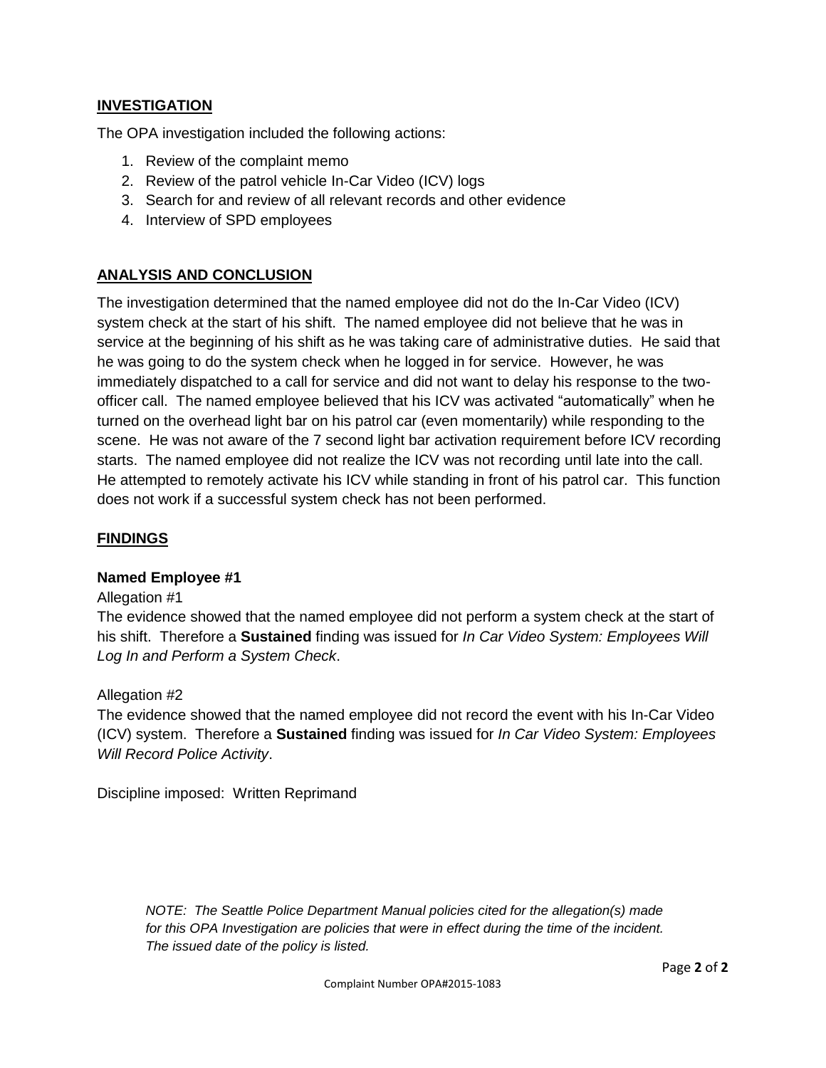## INVESTIGATION

The OPA investigation included the following actions:

1. Review of the complaint memo
2. Review of the patrol vehicle In-Car Video (ICV) logs
3. Search for and review of all relevant records and other evidence
4. Interview of SPD employees

## ANALYSIS AND CONCLUSION

The investigation determined that the named employee did not do the In-Car Video (ICV) system check at the start of his shift. The named employee did not believe that he was in service at the beginning of his shift as he was taking care of administrative duties. He said that he was going to do the system check when he logged in for service. However, he was immediately dispatched to a call for service and did not want to delay his response to the two-officer call. The named employee believed that his ICV was activated "automatically" when he turned on the overhead light bar on his patrol car (even momentarily) while responding to the scene. He was not aware of the 7 second light bar activation requirement before ICV recording starts. The named employee did not realize the ICV was not recording until late into the call. He attempted to remotely activate his ICV while standing in front of his patrol car. This function does not work if a successful system check has not been performed.

## FINDINGS

**Named Employee #1**

Allegation #1

The evidence showed that the named employee did not perform a system check at the start of his shift. Therefore a **Sustained** finding was issued for *In Car Video System: Employees Will Log In and Perform a System Check*.

Allegation #2

The evidence showed that the named employee did not record the event with his In-Car Video (ICV) system. Therefore a **Sustained** finding was issued for *In Car Video System: Employees Will Record Police Activity*.

Discipline imposed: Written Reprimand

*NOTE: The Seattle Police Department Manual policies cited for the allegation(s) made for this OPA Investigation are policies that were in effect during the time of the incident. The issued date of the policy is listed.*

Complaint Number OPA#2015-1083